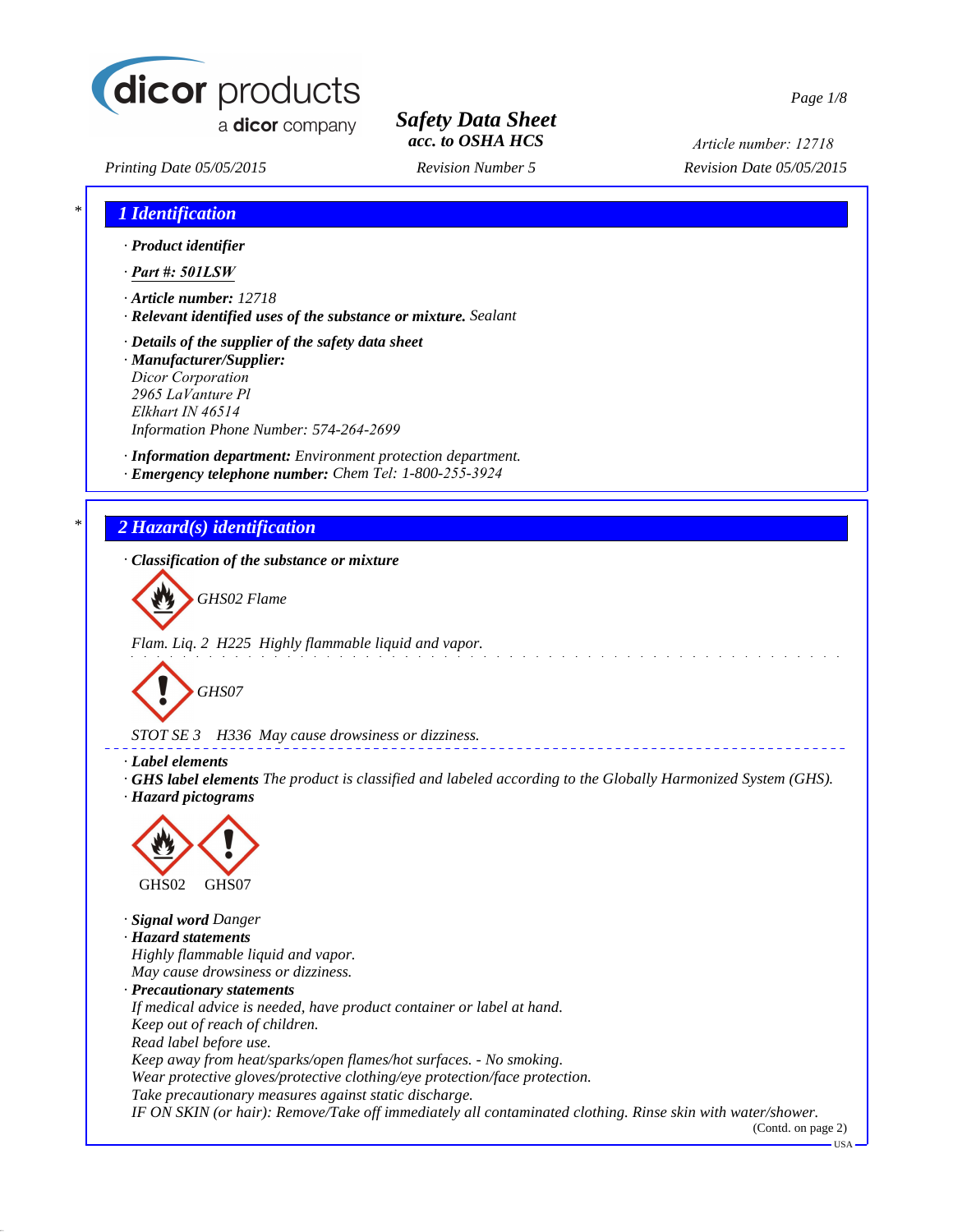# Safety Data Sheet
## acc. to OSHA HCS

Printing Date 05/05/2015 | Revision Number 5 | Revision Date 05/05/2015

Article number: 12718

## 1 Identification

· **Product identifier**

· **Part #: 501LSW**

· **Article number:** 12718

· **Relevant identified uses of the substance or mixture.** Sealant

· **Details of the supplier of the safety data sheet**

· **Manufacturer/Supplier:**
Dicor Corporation
2965 LaVanture Pl
Elkhart IN 46514
Information Phone Number: 574-264-2699

· **Information department:** Environment protection department.

· **Emergency telephone number:** Chem Tel: 1-800-255-3924

## 2 Hazard(s) identification

· **Classification of the substance or mixture**

GHS02 Flame

Flam. Liq. 2 H225 Highly flammable liquid and vapor.

GHS07

STOT SE 3 H336 May cause drowsiness or dizziness.

· **Label elements**

· **GHS label elements** The product is classified and labeled according to the Globally Harmonized System (GHS).

· **Hazard pictograms**

GHS02 GHS07

· **Signal word** Danger

· **Hazard statements**
Highly flammable liquid and vapor.
May cause drowsiness or dizziness.

· **Precautionary statements**
If medical advice is needed, have product container or label at hand.
Keep out of reach of children.
Read label before use.
Keep away from heat/sparks/open flames/hot surfaces. - No smoking.
Wear protective gloves/protective clothing/eye protection/face protection.
Take precautionary measures against static discharge.
IF ON SKIN (or hair): Remove/Take off immediately all contaminated clothing. Rinse skin with water/shower.

(Contd. on page 2)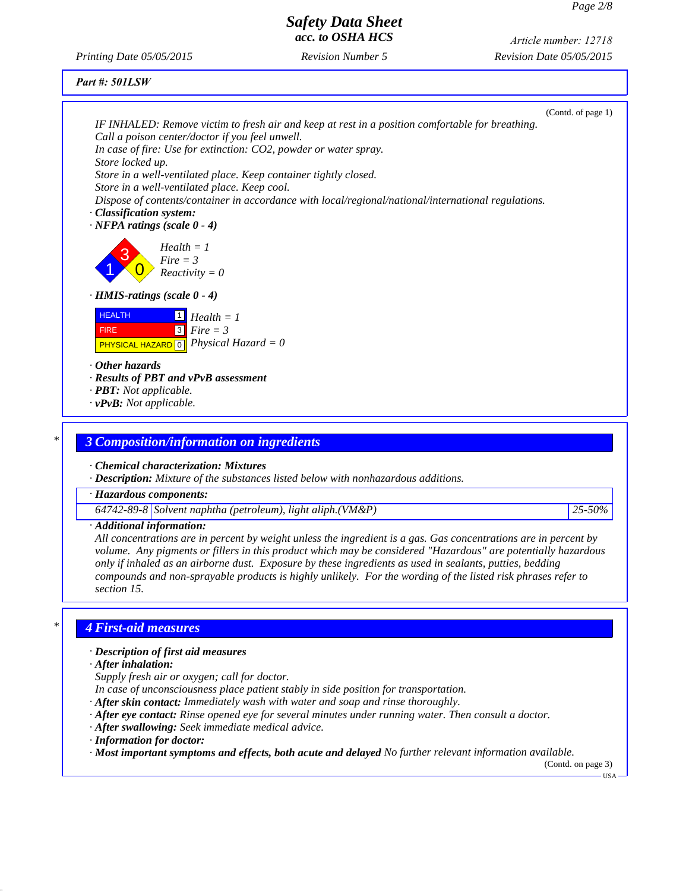Part #: 501LSW

(Contd. of page 1)

IF INHALED: Remove victim to fresh air and keep at rest in a position comfortable for breathing.
Call a poison center/doctor if you feel unwell.
In case of fire: Use for extinction: $CO_2$, powder or water spray.
Store locked up.
Store in a well-ventilated place. Keep container tightly closed.
Store in a well-ventilated place. Keep cool.
Dispose of contents/container in accordance with local/regional/national/international regulations.

· **Classification system:**
· **NFPA ratings (scale 0 - 4)**

Health = 1
Fire = 3
Reactivity = 0

· **HMIS-ratings (scale 0 - 4)**

| | | |
|---|---|---|
| HEALTH | 1 | Health = 1 |
| FIRE | 3 | Fire = 3 |
| PHYSICAL HAZARD | 0 | Physical Hazard = 0 |

· **Other hazards**
· **Results of PBT and vPvB assessment**
· **PBT:** Not applicable.
· **vPvB:** Not applicable.

## 3 Composition/information on ingredients

· **Chemical characterization: Mixtures**
· **Description:** Mixture of the substances listed below with nonhazardous additions.

| · Hazardous components: | | |
|---|---|---|
| 64742-89-8 | Solvent naphtha (petroleum), light aliph.(VM&P) | 25-50% |

· **Additional information:**
All concentrations are in percent by weight unless the ingredient is a gas. Gas concentrations are in percent by volume. Any pigments or fillers in this product which may be considered "Hazardous" are potentially hazardous only if inhaled as an airborne dust. Exposure by these ingredients as used in sealants, putties, bedding compounds and non-sprayable products is highly unlikely. For the wording of the listed risk phrases refer to section 15.

## 4 First-aid measures

· **Description of first aid measures**
· **After inhalation:**
Supply fresh air or oxygen; call for doctor.
In case of unconsciousness place patient stably in side position for transportation.
· **After skin contact:** Immediately wash with water and soap and rinse thoroughly.
· **After eye contact:** Rinse opened eye for several minutes under running water. Then consult a doctor.
· **After swallowing:** Seek immediate medical advice.
· **Information for doctor:**
· **Most important symptoms and effects, both acute and delayed** No further relevant information available.

(Contd. on page 3)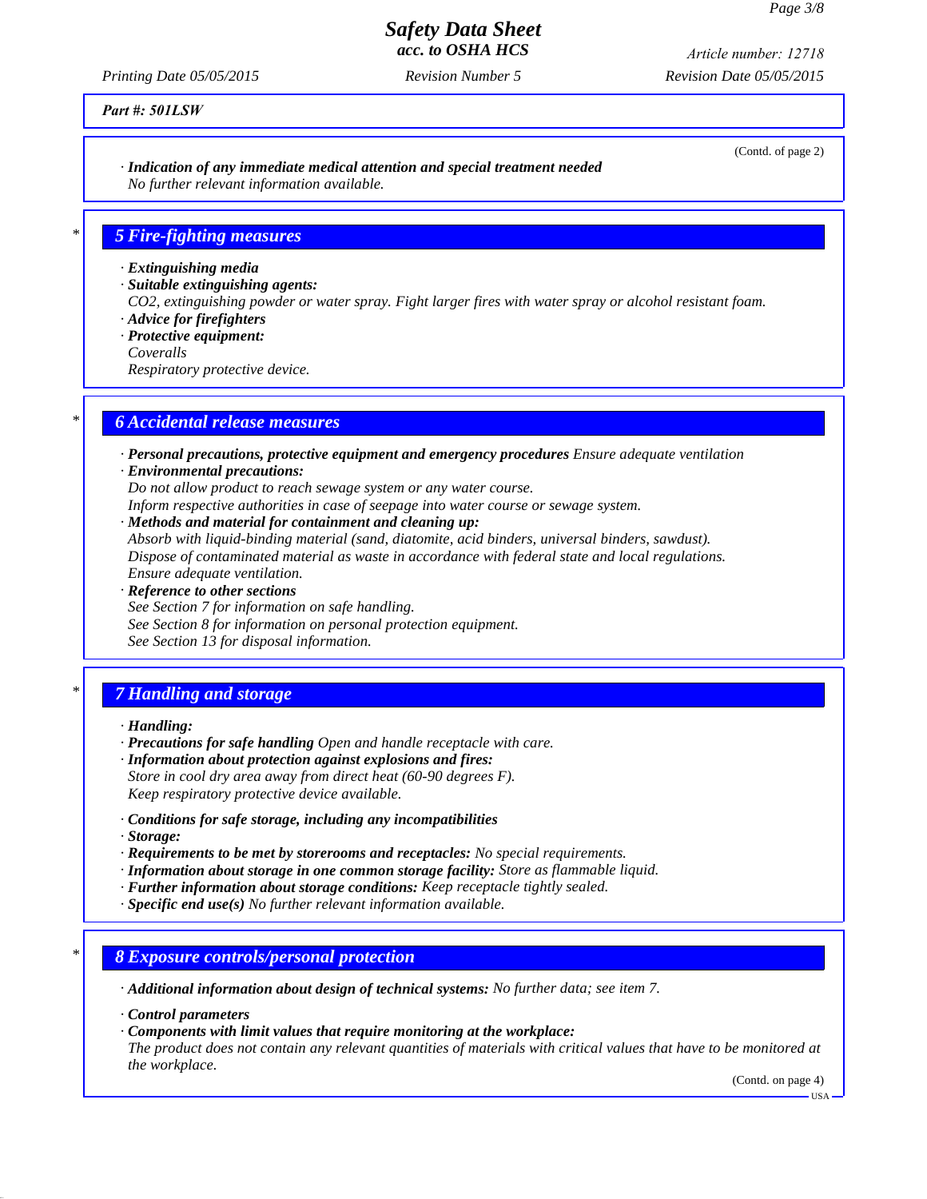(Contd. of page 2)

· **Indication of any immediate medical attention and special treatment needed**
No further relevant information available.

## 5 Fire-fighting measures

· **Extinguishing media**
· **Suitable extinguishing agents:**
CO2, extinguishing powder or water spray. Fight larger fires with water spray or alcohol resistant foam.
· **Advice for firefighters**
· **Protective equipment:**
Coveralls
Respiratory protective device.

## 6 Accidental release measures

· **Personal precautions, protective equipment and emergency procedures** Ensure adequate ventilation
· **Environmental precautions:**
Do not allow product to reach sewage system or any water course.
Inform respective authorities in case of seepage into water course or sewage system.
· **Methods and material for containment and cleaning up:**
Absorb with liquid-binding material (sand, diatomite, acid binders, universal binders, sawdust).
Dispose of contaminated material as waste in accordance with federal state and local regulations.
Ensure adequate ventilation.
· **Reference to other sections**
See Section 7 for information on safe handling.
See Section 8 for information on personal protection equipment.
See Section 13 for disposal information.

## 7 Handling and storage

· **Handling:**
· **Precautions for safe handling** Open and handle receptacle with care.
· **Information about protection against explosions and fires:**
Store in cool dry area away from direct heat (60-90 degrees F).
Keep respiratory protective device available.

· **Conditions for safe storage, including any incompatibilities**
· **Storage:**
· **Requirements to be met by storerooms and receptacles:** No special requirements.
· **Information about storage in one common storage facility:** Store as flammable liquid.
· **Further information about storage conditions:** Keep receptacle tightly sealed.
· **Specific end use(s)** No further relevant information available.

## 8 Exposure controls/personal protection

· **Additional information about design of technical systems:** No further data; see item 7.

· **Control parameters**
· **Components with limit values that require monitoring at the workplace:**
The product does not contain any relevant quantities of materials with critical values that have to be monitored at the workplace.

(Contd. on page 4)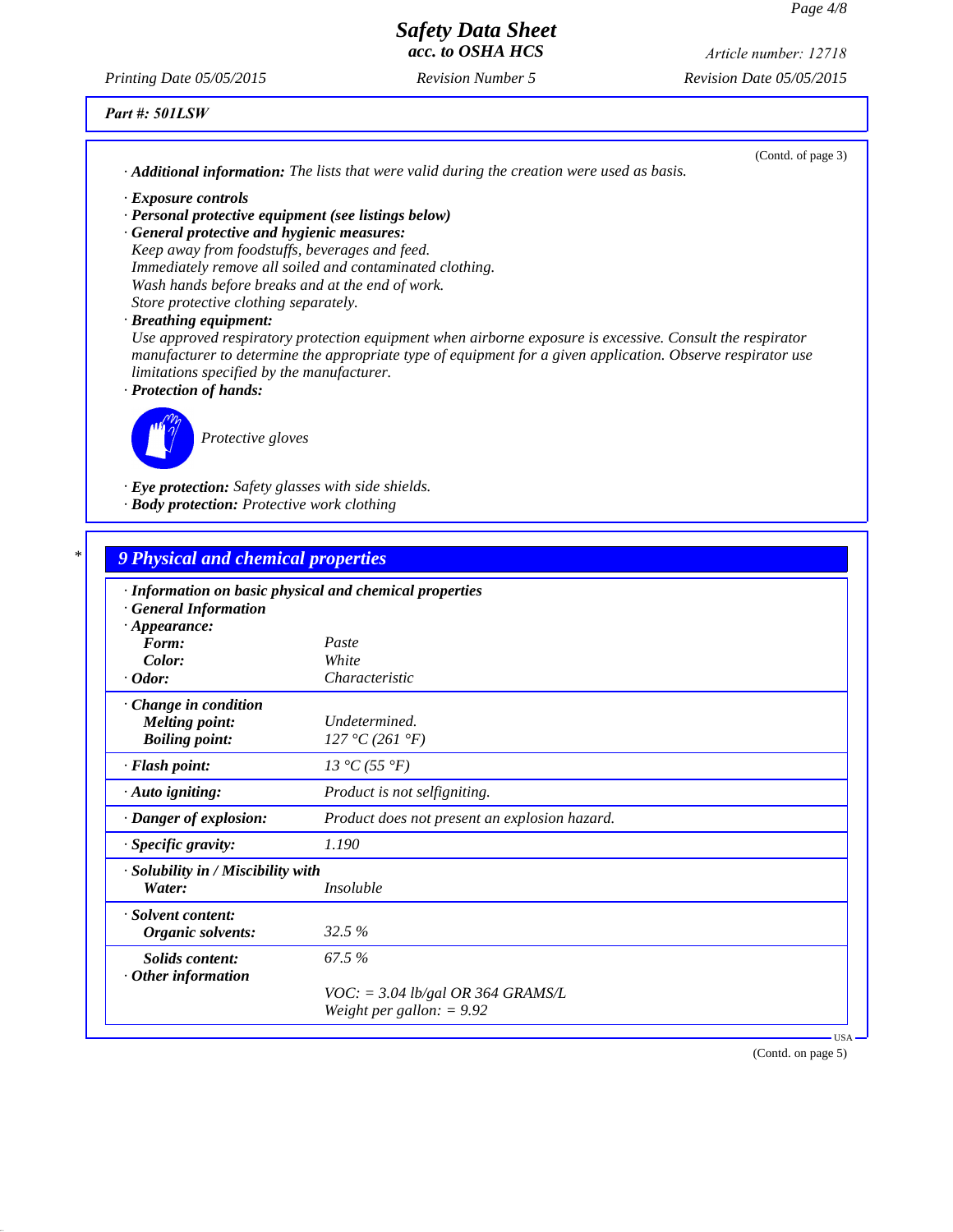*Part #: 501LSW*

(Contd. of page 3)

· ***Additional information:*** *The lists that were valid during the creation were used as basis.*

· ***Exposure controls***
· ***Personal protective equipment (see listings below)***
· ***General protective and hygienic measures:***
*Keep away from foodstuffs, beverages and feed.*
*Immediately remove all soiled and contaminated clothing.*
*Wash hands before breaks and at the end of work.*
*Store protective clothing separately.*
· ***Breathing equipment:***
*Use approved respiratory protection equipment when airborne exposure is excessive. Consult the respirator manufacturer to determine the appropriate type of equipment for a given application. Observe respirator use limitations specified by the manufacturer.*
· ***Protection of hands:***

*Protective gloves*

· ***Eye protection:*** *Safety glasses with side shields.*
· ***Body protection:*** *Protective work clothing*

## 9 Physical and chemical properties

| · ***Information on basic physical and chemical properties*** | |
|---|---|
| · ***General Information*** | |
| · ***Appearance:*** | |
| ***Form:*** | *Paste* |
| ***Color:*** | *White* |
| · ***Odor:*** | *Characteristic* |
| · ***Change in condition*** | |
| ***Melting point:*** | *Undetermined.* |
| ***Boiling point:*** | *127 °C (261 °F)* |
| · ***Flash point:*** | *13 °C (55 °F)* |
| · ***Auto igniting:*** | *Product is not selfigniting.* |
| · ***Danger of explosion:*** | *Product does not present an explosion hazard.* |
| · ***Specific gravity:*** | *1.190* |
| · ***Solubility in / Miscibility with*** | |
| ***Water:*** | *Insoluble* |
| · ***Solvent content:*** | |
| ***Organic solvents:*** | *32.5 %* |
| ***Solids content:*** | *67.5 %* |
| · ***Other information*** | |
| | *VOC: = 3.04 lb/gal OR 364 GRAMS/L* |
| | *Weight per gallon: = 9.92* |

(Contd. on page 5)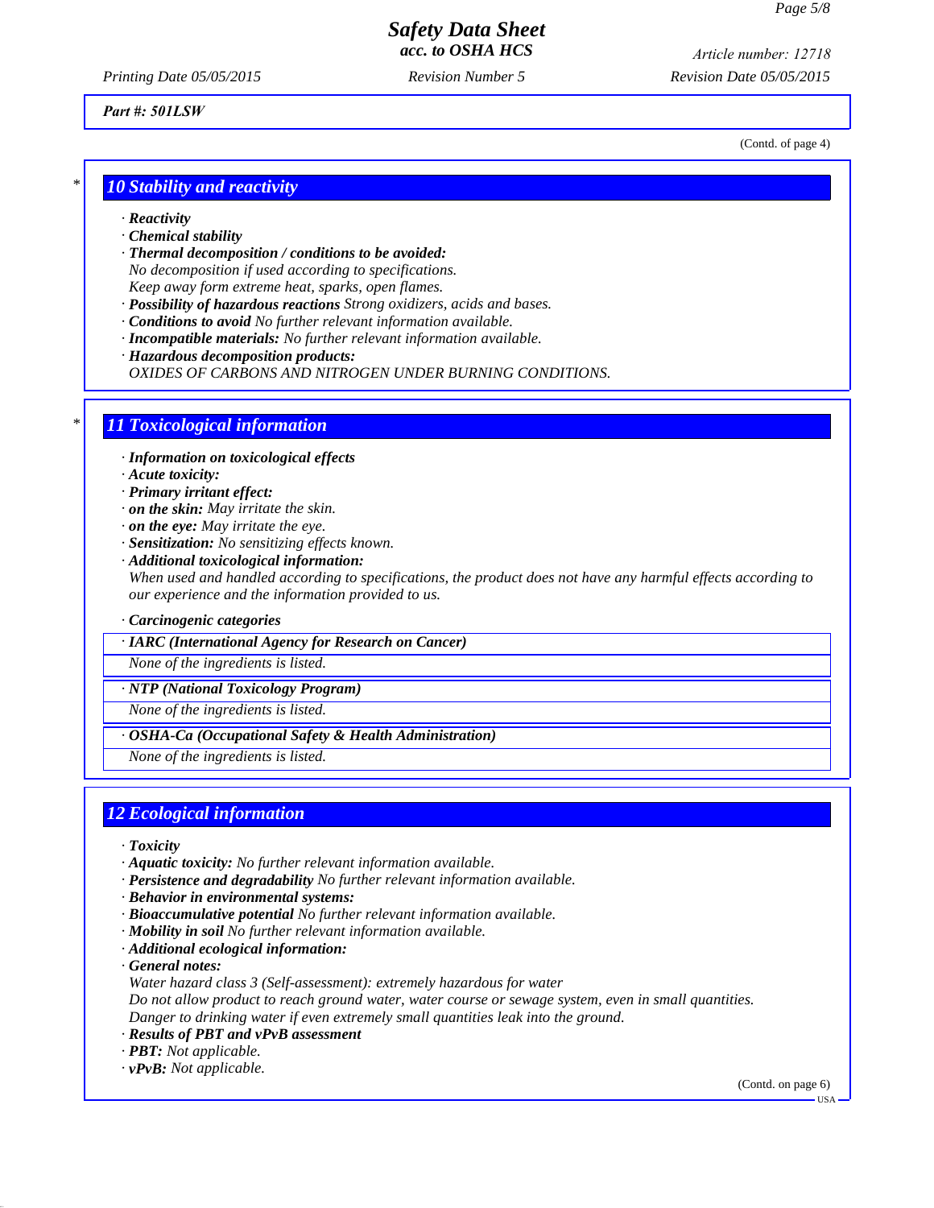Part #: 501LSW

(Contd. of page 4)

## * 10 Stability and reactivity

· **Reactivity**
· **Chemical stability**
· **Thermal decomposition / conditions to be avoided:**
No decomposition if used according to specifications.
Keep away form extreme heat, sparks, open flames.
· **Possibility of hazardous reactions** Strong oxidizers, acids and bases.
· **Conditions to avoid** No further relevant information available.
· **Incompatible materials:** No further relevant information available.
· **Hazardous decomposition products:**
OXIDES OF CARBONS AND NITROGEN UNDER BURNING CONDITIONS.

## * 11 Toxicological information

· **Information on toxicological effects**
· **Acute toxicity:**
· **Primary irritant effect:**
· **on the skin:** May irritate the skin.
· **on the eye:** May irritate the eye.
· **Sensitization:** No sensitizing effects known.
· **Additional toxicological information:**
When used and handled according to specifications, the product does not have any harmful effects according to our experience and the information provided to us.

· **Carcinogenic categories**

· **IARC (International Agency for Research on Cancer)**
None of the ingredients is listed.

· **NTP (National Toxicology Program)**
None of the ingredients is listed.

· **OSHA-Ca (Occupational Safety & Health Administration)**
None of the ingredients is listed.

## 12 Ecological information

· **Toxicity**
· **Aquatic toxicity:** No further relevant information available.
· **Persistence and degradability** No further relevant information available.
· **Behavior in environmental systems:**
· **Bioaccumulative potential** No further relevant information available.
· **Mobility in soil** No further relevant information available.
· **Additional ecological information:**
· **General notes:**
Water hazard class 3 (Self-assessment): extremely hazardous for water
Do not allow product to reach ground water, water course or sewage system, even in small quantities.
Danger to drinking water if even extremely small quantities leak into the ground.
· **Results of PBT and vPvB assessment**
· **PBT:** Not applicable.
· **vPvB:** Not applicable.

(Contd. on page 6)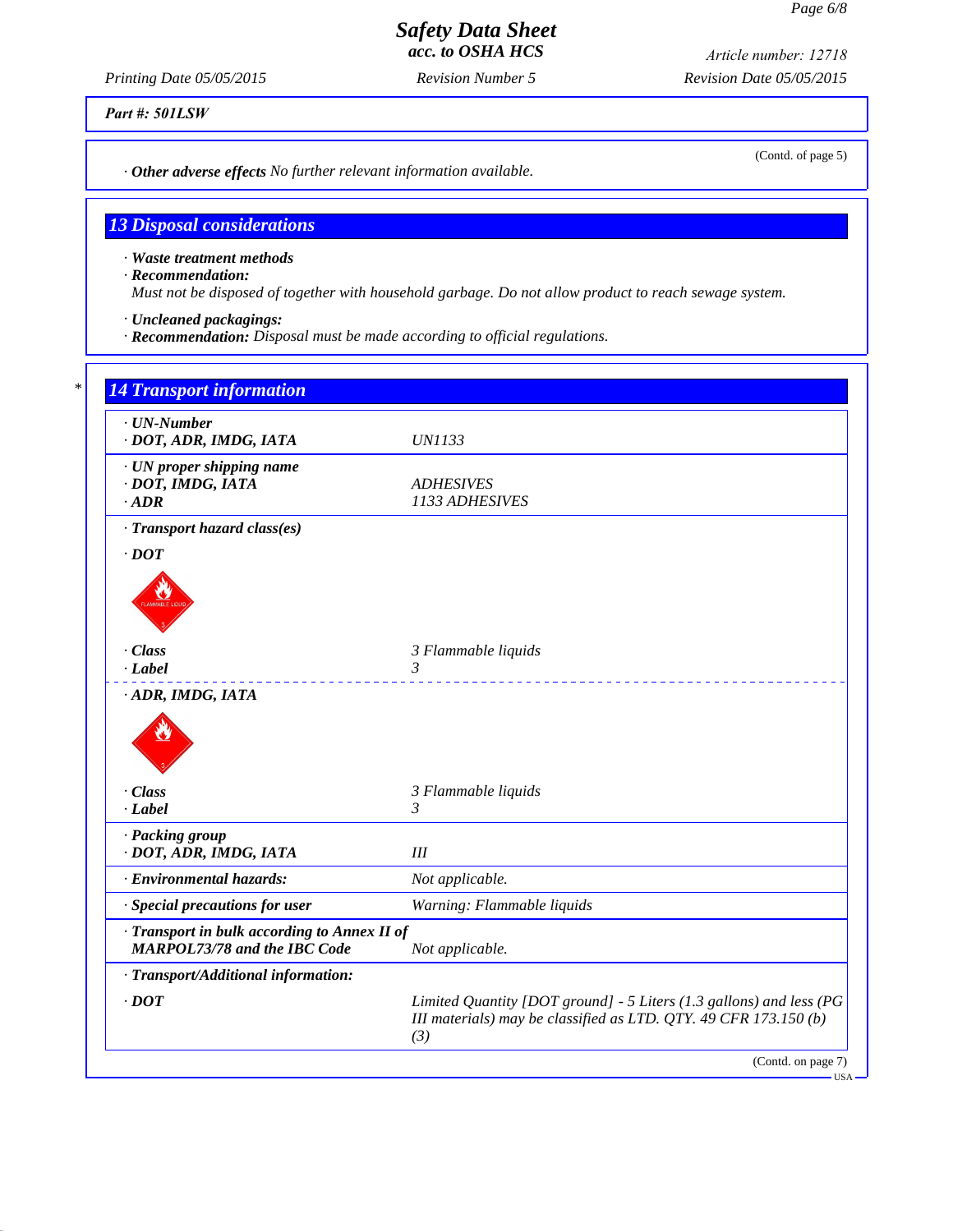Part #: 501LSW

(Contd. of page 5)

· **Other adverse effects** No further relevant information available.

## 13 Disposal considerations

· **Waste treatment methods**
· **Recommendation:**
Must not be disposed of together with household garbage. Do not allow product to reach sewage system.

· **Uncleaned packagings:**
· **Recommendation:** Disposal must be made according to official regulations.

## 14 Transport information

| | |
|---|---|
| · **UN-Number** | |
| · **DOT, ADR, IMDG, IATA** | UN1133 |
| · **UN proper shipping name** | |
| · **DOT, IMDG, IATA** | ADHESIVES |
| · **ADR** | 1133 ADHESIVES |
| · **Transport hazard class(es)** | |
| · **DOT** | |
| · **Class** | 3 Flammable liquids |
| · **Label** | 3 |
| · **ADR, IMDG, IATA** | |
| · **Class** | 3 Flammable liquids |
| · **Label** | 3 |
| · **Packing group** | |
| · **DOT, ADR, IMDG, IATA** | III |
| · **Environmental hazards:** | Not applicable. |
| · **Special precautions for user** | Warning: Flammable liquids |
| · **Transport in bulk according to Annex II of MARPOL73/78 and the IBC Code** | Not applicable. |
| · **Transport/Additional information:** | |
| · **DOT** | Limited Quantity [DOT ground] - 5 Liters (1.3 gallons) and less (PG III materials) may be classified as LTD. QTY. 49 CFR 173.150 (b) (3) |

(Contd. on page 7)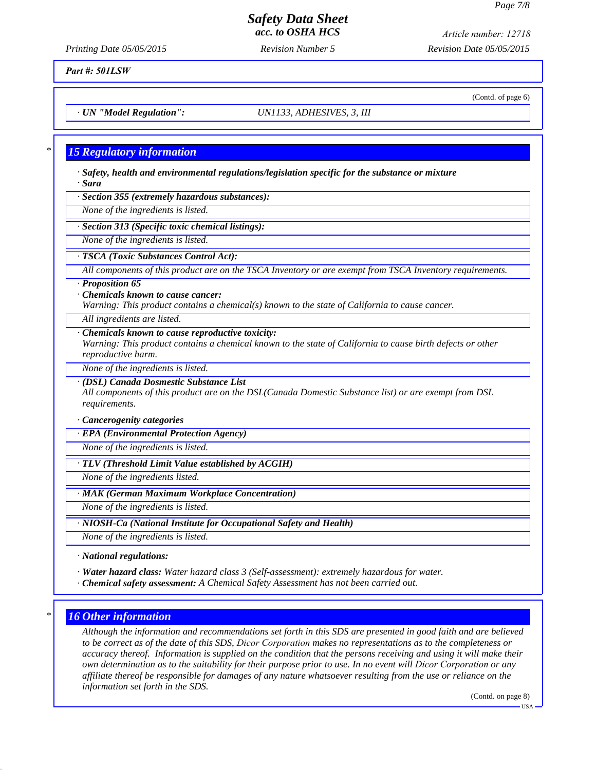Part #: 501LSW

(Contd. of page 6)

· **UN "Model Regulation":** UN1133, ADHESIVES, 3, III

## 15 Regulatory information

· **Safety, health and environmental regulations/legislation specific for the substance or mixture**

· **Sara**

· **Section 355 (extremely hazardous substances):**

None of the ingredients is listed.

· **Section 313 (Specific toxic chemical listings):**

None of the ingredients is listed.

· **TSCA (Toxic Substances Control Act):**

All components of this product are on the TSCA Inventory or are exempt from TSCA Inventory requirements.

· **Proposition 65**

· **Chemicals known to cause cancer:**

Warning: This product contains a chemical(s) known to the state of California to cause cancer.

All ingredients are listed.

· **Chemicals known to cause reproductive toxicity:**

Warning: This product contains a chemical known to the state of California to cause birth defects or other reproductive harm.

None of the ingredients is listed.

· **(DSL) Canada Dosmestic Substance List**

All components of this product are on the DSL(Canada Domestic Substance list) or are exempt from DSL requirements.

· **Cancerogenity categories**

· **EPA (Environmental Protection Agency)**

None of the ingredients is listed.

· **TLV (Threshold Limit Value established by ACGIH)**

None of the ingredients listed.

· **MAK (German Maximum Workplace Concentration)**

None of the ingredients is listed.

· **NIOSH-Ca (National Institute for Occupational Safety and Health)**

None of the ingredients is listed.

· **National regulations:**

· **Water hazard class:** Water hazard class 3 (Self-assessment): extremely hazardous for water.

· **Chemical safety assessment:** A Chemical Safety Assessment has not been carried out.

## 16 Other information

Although the information and recommendations set forth in this SDS are presented in good faith and are believed to be correct as of the date of this SDS, Dicor Corporation makes no representations as to the completeness or accuracy thereof. Information is supplied on the condition that the persons receiving and using it will make their own determination as to the suitability for their purpose prior to use. In no event will Dicor Corporation or any affiliate thereof be responsible for damages of any nature whatsoever resulting from the use or reliance on the information set forth in the SDS.

(Contd. on page 8)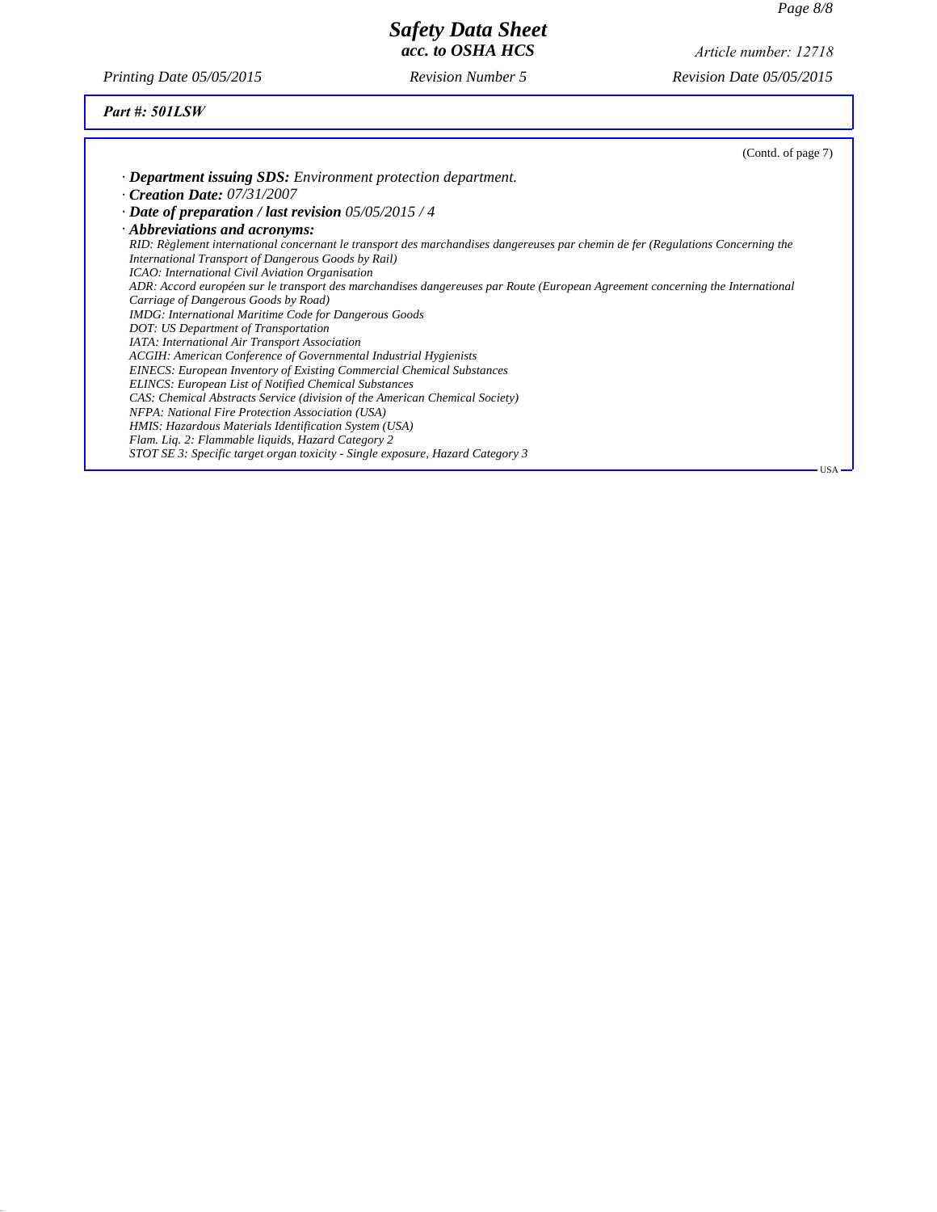Part #: 501LSW

(Contd. of page 7)

· **Department issuing SDS:** *Environment protection department.*
· **Creation Date:** *07/31/2007*
· **Date of preparation / last revision** *05/05/2015 / 4*
· **Abbreviations and acronyms:**
*RID: Règlement international concernant le transport des marchandises dangereuses par chemin de fer (Regulations Concerning the International Transport of Dangerous Goods by Rail)*
*ICAO: International Civil Aviation Organisation*
*ADR: Accord européen sur le transport des marchandises dangereuses par Route (European Agreement concerning the International Carriage of Dangerous Goods by Road)*
*IMDG: International Maritime Code for Dangerous Goods*
*DOT: US Department of Transportation*
*IATA: International Air Transport Association*
*ACGIH: American Conference of Governmental Industrial Hygienists*
*EINECS: European Inventory of Existing Commercial Chemical Substances*
*ELINCS: European List of Notified Chemical Substances*
*CAS: Chemical Abstracts Service (division of the American Chemical Society)*
*NFPA: National Fire Protection Association (USA)*
*HMIS: Hazardous Materials Identification System (USA)*
*Flam. Liq. 2: Flammable liquids, Hazard Category 2*
*STOT SE 3: Specific target organ toxicity - Single exposure, Hazard Category 3*